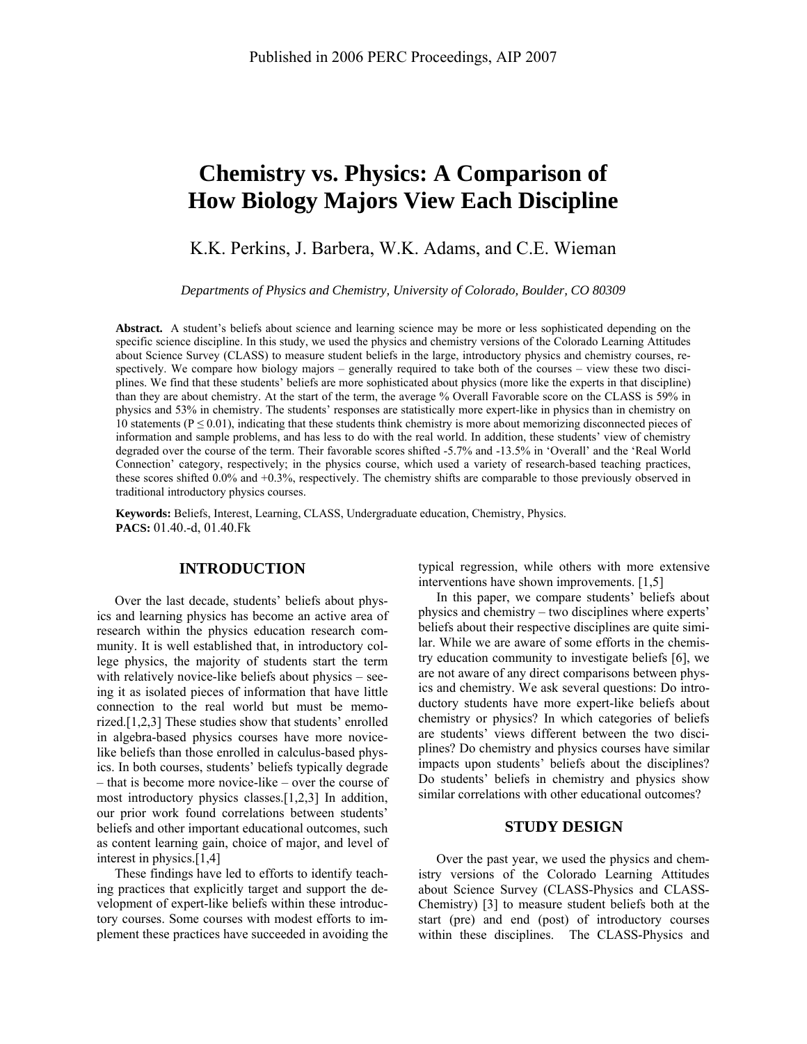Published in 2006 PERC Proceedings, AIP 2007

# Chemistry vs. Physics: A Comparison of How Biology Majors View Each Discipline

K.K. Perkins, J. Barbera, W.K. Adams, and C.E. Wieman

*Departments of Physics and Chemistry, University of Colorado, Boulder, CO 80309*

**Abstract.** A student's beliefs about science and learning science may be more or less sophisticated depending on the specific science discipline. In this study, we used the physics and chemistry versions of the Colorado Learning Attitudes about Science Survey (CLASS) to measure student beliefs in the large, introductory physics and chemistry courses, respectively. We compare how biology majors – generally required to take both of the courses – view these two disciplines. We find that these students' beliefs are more sophisticated about physics (more like the experts in that discipline) than they are about chemistry. At the start of the term, the average % Overall Favorable score on the CLASS is 59% in physics and 53% in chemistry. The students' responses are statistically more expert-like in physics than in chemistry on 10 statements ($P \leq 0.01$), indicating that these students think chemistry is more about memorizing disconnected pieces of information and sample problems, and has less to do with the real world. In addition, these students' view of chemistry degraded over the course of the term. Their favorable scores shifted -5.7% and -13.5% in 'Overall' and the 'Real World Connection' category, respectively; in the physics course, which used a variety of research-based teaching practices, these scores shifted 0.0% and +0.3%, respectively. The chemistry shifts are comparable to those previously observed in traditional introductory physics courses.

**Keywords:** Beliefs, Interest, Learning, CLASS, Undergraduate education, Chemistry, Physics.
**PACS:** 01.40.-d, 01.40.Fk

## INTRODUCTION

Over the last decade, students' beliefs about physics and learning physics has become an active area of research within the physics education research community. It is well established that, in introductory college physics, the majority of students start the term with relatively novice-like beliefs about physics – seeing it as isolated pieces of information that have little connection to the real world but must be memorized.[1,2,3] These studies show that students' enrolled in algebra-based physics courses have more novice-like beliefs than those enrolled in calculus-based physics. In both courses, students' beliefs typically degrade – that is become more novice-like – over the course of most introductory physics classes.[1,2,3] In addition, our prior work found correlations between students' beliefs and other important educational outcomes, such as content learning gain, choice of major, and level of interest in physics.[1,4]

These findings have led to efforts to identify teaching practices that explicitly target and support the development of expert-like beliefs within these introductory courses. Some courses with modest efforts to implement these practices have succeeded in avoiding the typical regression, while others with more extensive interventions have shown improvements. [1,5]

In this paper, we compare students' beliefs about physics and chemistry – two disciplines where experts' beliefs about their respective disciplines are quite similar. While we are aware of some efforts in the chemistry education community to investigate beliefs [6], we are not aware of any direct comparisons between physics and chemistry. We ask several questions: Do introductory students have more expert-like beliefs about chemistry or physics? In which categories of beliefs are students' views different between the two disciplines? Do chemistry and physics courses have similar impacts upon students' beliefs about the disciplines? Do students' beliefs in chemistry and physics show similar correlations with other educational outcomes?

## STUDY DESIGN

Over the past year, we used the physics and chemistry versions of the Colorado Learning Attitudes about Science Survey (CLASS-Physics and CLASS-Chemistry) [3] to measure student beliefs both at the start (pre) and end (post) of introductory courses within these disciplines. The CLASS-Physics and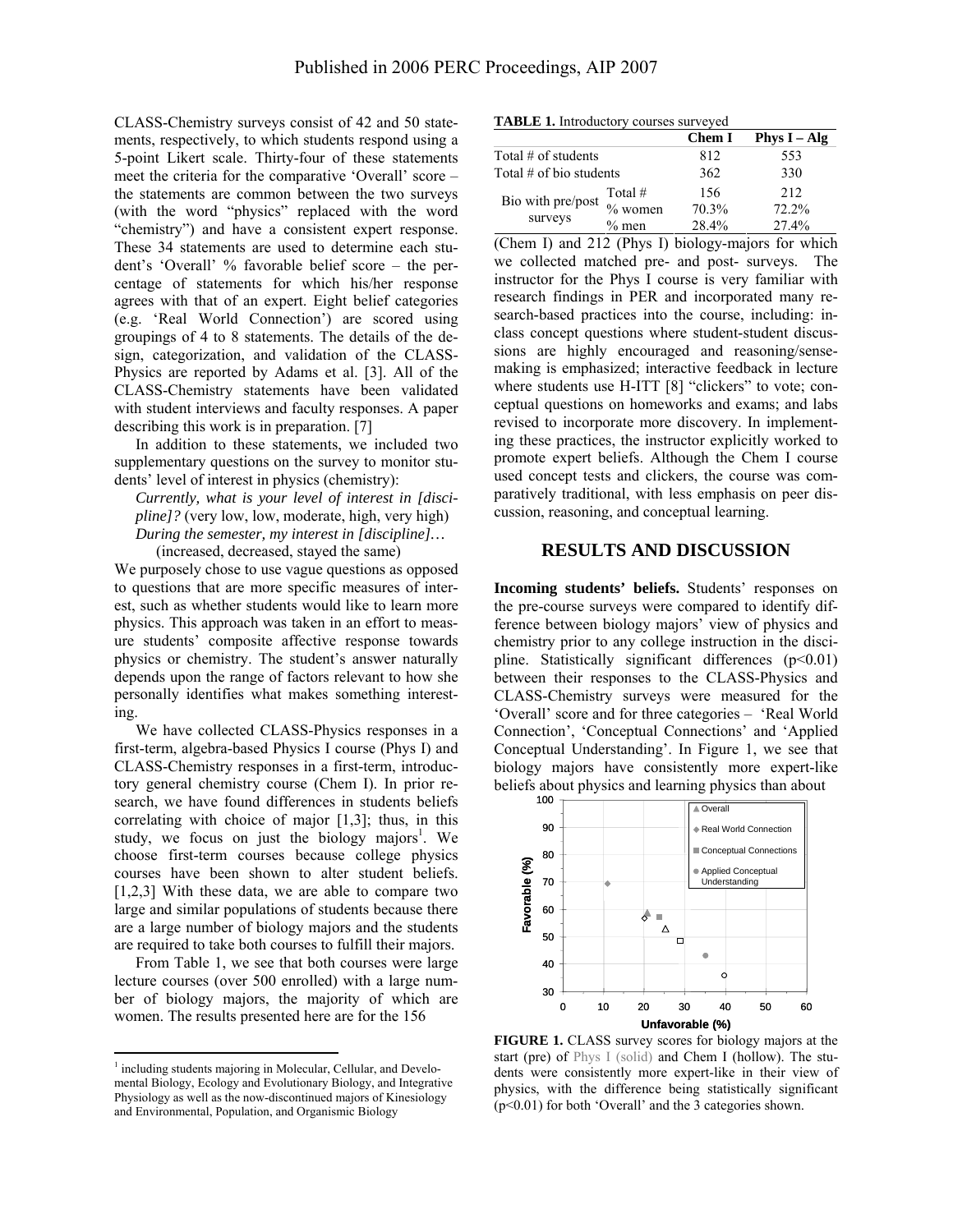CLASS-Chemistry surveys consist of 42 and 50 statements, respectively, to which students respond using a 5-point Likert scale. Thirty-four of these statements meet the criteria for the comparative 'Overall' score – the statements are common between the two surveys (with the word "physics" replaced with the word "chemistry") and have a consistent expert response. These 34 statements are used to determine each student's 'Overall' % favorable belief score – the percentage of statements for which his/her response agrees with that of an expert. Eight belief categories (e.g. 'Real World Connection') are scored using groupings of 4 to 8 statements. The details of the design, categorization, and validation of the CLASS-Physics are reported by Adams et al. [3]. All of the CLASS-Chemistry statements have been validated with student interviews and faculty responses. A paper describing this work is in preparation. [7]

In addition to these statements, we included two supplementary questions on the survey to monitor students' level of interest in physics (chemistry):

*Currently, what is your level of interest in [discipline]?* (very low, low, moderate, high, very high)
*During the semester, my interest in [discipline]…* (increased, decreased, stayed the same)

We purposely chose to use vague questions as opposed to questions that are more specific measures of interest, such as whether students would like to learn more physics. This approach was taken in an effort to measure students' composite affective response towards physics or chemistry. The student's answer naturally depends upon the range of factors relevant to how she personally identifies what makes something interesting.

We have collected CLASS-Physics responses in a first-term, algebra-based Physics I course (Phys I) and CLASS-Chemistry responses in a first-term, introductory general chemistry course (Chem I). In prior research, we have found differences in students beliefs correlating with choice of major [1,3]; thus, in this study, we focus on just the biology majors[1]. We choose first-term courses because college physics courses have been shown to alter student beliefs. [1,2,3] With these data, we are able to compare two large and similar populations of students because there are a large number of biology majors and the students are required to take both courses to fulfill their majors.

From Table 1, we see that both courses were large lecture courses (over 500 enrolled) with a large number of biology majors, the majority of which are women. The results presented here are for the 156 (Chem I) and 212 (Phys I) biology-majors for which we collected matched pre- and post- surveys. The instructor for the Phys I course is very familiar with research findings in PER and incorporated many research-based practices into the course, including: in-class concept questions where student-student discussions are highly encouraged and reasoning/sense-making is emphasized; interactive feedback in lecture where students use H-ITT [8] "clickers" to vote; conceptual questions on homeworks and exams; and labs revised to incorporate more discovery. In implementing these practices, the instructor explicitly worked to promote expert beliefs. Although the Chem I course used concept tests and clickers, the course was comparatively traditional, with less emphasis on peer discussion, reasoning, and conceptual learning.

**TABLE 1.** Introductory courses surveyed

| | | Chem I | Phys I – Alg |
|---|---|---|---|
| Total # of students | | 812 | 553 |
| Total # of bio students | | 362 | 330 |
| Bio with pre/post surveys | Total # | 156 | 212 |
| | % women | 70.3% | 72.2% |
| | % men | 28.4% | 27.4% |

## RESULTS AND DISCUSSION

**Incoming students' beliefs.** Students' responses on the pre-course surveys were compared to identify difference between biology majors' view of physics and chemistry prior to any college instruction in the discipline. Statistically significant differences ($p<0.01$) between their responses to the CLASS-Physics and CLASS-Chemistry surveys were measured for the 'Overall' score and for three categories – 'Real World Connection', 'Conceptual Connections' and 'Applied Conceptual Understanding'. In Figure 1, we see that biology majors have consistently more expert-like beliefs about physics and learning physics than about

**FIGURE 1.** CLASS survey scores for biology majors at the start (pre) of Phys I (solid) and Chem I (hollow). The students were consistently more expert-like in their view of physics, with the difference being statistically significant ($p<0.01$) for both 'Overall' and the 3 categories shown.

---

[1] including students majoring in Molecular, Cellular, and Developmental Biology, Ecology and Evolutionary Biology, and Integrative Physiology as well as the now-discontinued majors of Kinesiology and Environmental, Population, and Organismic Biology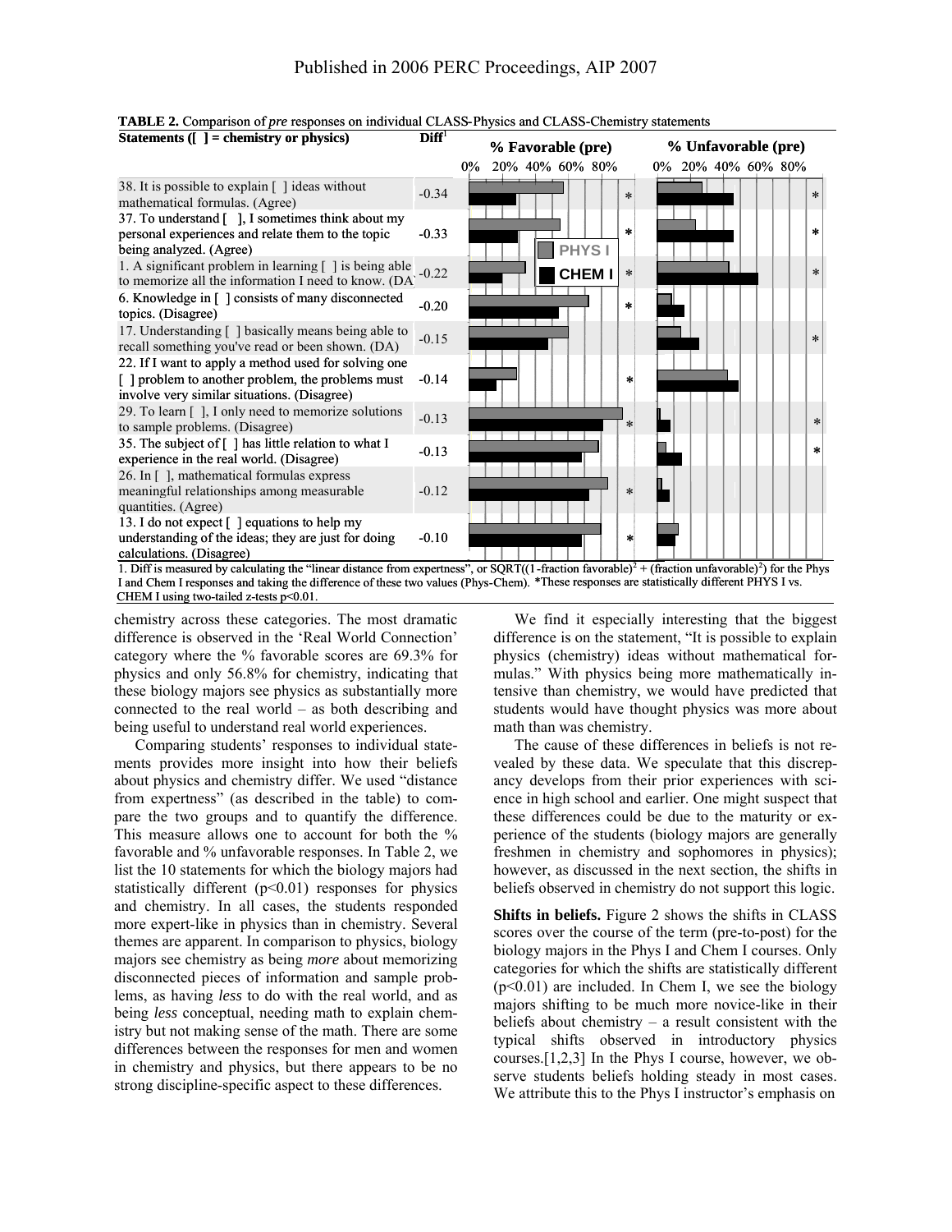**TABLE 2.** Comparison of *pre* responses on individual CLASS-Physics and CLASS-Chemistry statements

| Statements ([ ] = chemistry or physics) | Diff[1] | % Favorable (pre) | % Unfavorable (pre) |
|---|---|---|---|
| 38. It is possible to explain [ ] ideas without mathematical formulas. (Agree) | -0.34 | * | * |
| 37. To understand [ ], I sometimes think about my personal experiences and relate them to the topic being analyzed. (Agree) | -0.33 | * | * |
| 1. A significant problem in learning [ ] is being able to memorize all the information I need to know. (DA) | -0.22 | * | * |
| 6. Knowledge in [ ] consists of many disconnected topics. (Disagree) | -0.20 | * | |
| 17. Understanding [ ] basically means being able to recall something you've read or been shown. (DA) | -0.15 | | * |
| 22. If I want to apply a method used for solving one [ ] problem to another problem, the problems must involve very similar situations. (Disagree) | -0.14 | * | |
| 29. To learn [ ], I only need to memorize solutions to sample problems. (Disagree) | -0.13 | * | * |
| 35. The subject of [ ] has little relation to what I experience in the real world. (Disagree) | -0.13 | | * |
| 26. In [ ], mathematical formulas express meaningful relationships among measurable quantities. (Agree) | -0.12 | * | |
| 13. I do not expect [ ] equations to help my understanding of the ideas; they are just for doing calculations. (Disagree) | -0.10 | * | |

1. Diff is measured by calculating the "linear distance from expertness", or SQRT((1-fraction favorable)$^2$ + (fraction unfavorable)$^2$) for the Phys I and Chem I responses and taking the difference of these two values (Phys-Chem). *These responses are statistically different PHYS I vs. CHEM I using two-tailed z-tests p<0.01.

chemistry across these categories. The most dramatic difference is observed in the 'Real World Connection' category where the % favorable scores are 69.3% for physics and only 56.8% for chemistry, indicating that these biology majors see physics as substantially more connected to the real world – as both describing and being useful to understand real world experiences.

Comparing students' responses to individual statements provides more insight into how their beliefs about physics and chemistry differ. We used "distance from expertness" (as described in the table) to compare the two groups and to quantify the difference. This measure allows one to account for both the % favorable and % unfavorable responses. In Table 2, we list the 10 statements for which the biology majors had statistically different ($p<0.01$) responses for physics and chemistry. In all cases, the students responded more expert-like in physics than in chemistry. Several themes are apparent. In comparison to physics, biology majors see chemistry as being *more* about memorizing disconnected pieces of information and sample problems, as having *less* to do with the real world, and as being *less* conceptual, needing math to explain chemistry but not making sense of the math. There are some differences between the responses for men and women in chemistry and physics, but there appears to be no strong discipline-specific aspect to these differences.

We find it especially interesting that the biggest difference is on the statement, "It is possible to explain physics (chemistry) ideas without mathematical formulas." With physics being more mathematically intensive than chemistry, we would have predicted that students would have thought physics was more about math than was chemistry.

The cause of these differences in beliefs is not revealed by these data. We speculate that this discrepancy develops from their prior experiences with science in high school and earlier. One might suspect that these differences could be due to the maturity or experience of the students (biology majors are generally freshmen in chemistry and sophomores in physics); however, as discussed in the next section, the shifts in beliefs observed in chemistry do not support this logic.

**Shifts in beliefs.** Figure 2 shows the shifts in CLASS scores over the course of the term (pre-to-post) for the biology majors in the Phys I and Chem I courses. Only categories for which the shifts are statistically different ($p<0.01$) are included. In Chem I, we see the biology majors shifting to be much more novice-like in their beliefs about chemistry – a result consistent with the typical shifts observed in introductory physics courses.[1,2,3] In the Phys I course, however, we observe students beliefs holding steady in most cases. We attribute this to the Phys I instructor's emphasis on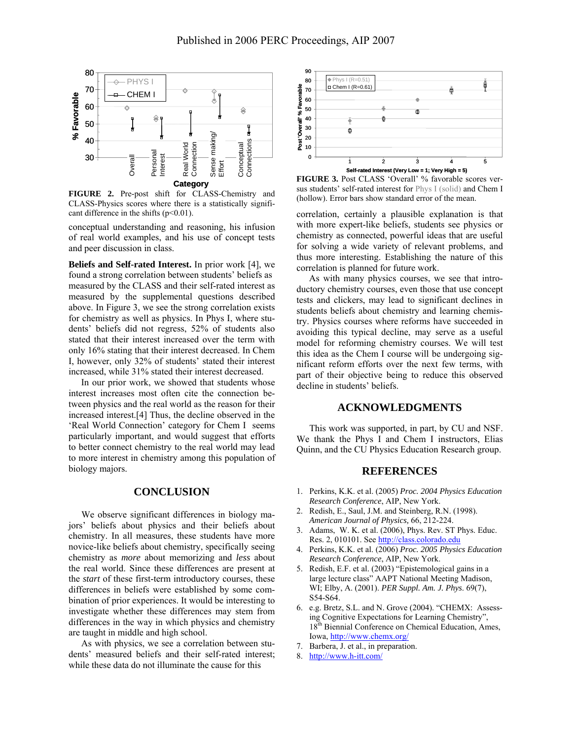80
70
60
50
40
30

% Favorable

PHYS I
CHEM I

Overall
Personal Interest
Real World Connection
Sense making/ Effort
Conceptual Connections

Category

**FIGURE 2.** Pre-post shift for CLASS-Chemistry and CLASS-Physics scores where there is a statistically significant difference in the shifts ($p<0.01$).

conceptual understanding and reasoning, his infusion of real world examples, and his use of concept tests and peer discussion in class.

**Beliefs and Self-rated Interest.** In prior work [4], we found a strong correlation between students' beliefs as measured by the CLASS and their self-rated interest as measured by the supplemental questions described above. In Figure 3, we see the strong correlation exists for chemistry as well as physics. In Phys I, where students' beliefs did not regress, 52% of students also stated that their interest increased over the term with only 16% stating that their interest decreased. In Chem I, however, only 32% of students' stated their interest increased, while 31% stated their interest decreased.

In our prior work, we showed that students whose interest increases most often cite the connection between physics and the real world as the reason for their increased interest.[4] Thus, the decline observed in the 'Real World Connection' category for Chem I seems particularly important, and would suggest that efforts to better connect chemistry to the real world may lead to more interest in chemistry among this population of biology majors.

## CONCLUSION

We observe significant differences in biology majors' beliefs about physics and their beliefs about chemistry. In all measures, these students have more novice-like beliefs about chemistry, specifically seeing chemistry as *more* about memorizing and *less* about the real world. Since these differences are present at the *start* of these first-term introductory courses, these differences in beliefs were established by some combination of prior experiences. It would be interesting to investigate whether these differences may stem from differences in the way in which physics and chemistry are taught in middle and high school.

As with physics, we see a correlation between students' measured beliefs and their self-rated interest; while these data do not illuminate the cause for this

90
80
70
60
50
40
30
20
10
0

Post 'Overall' % Favorable

Phys I (R=0.51)
Chem I (R=0.61)

1
2
3
4
5

Self-rated Interest (Very Low = 1; Very High = 5)

**FIGURE 3.** Post CLASS 'Overall' % favorable scores versus students' self-rated interest for Phys I (solid) and Chem I (hollow). Error bars show standard error of the mean.

correlation, certainly a plausible explanation is that with more expert-like beliefs, students see physics or chemistry as connected, powerful ideas that are useful for solving a wide variety of relevant problems, and thus more interesting. Establishing the nature of this correlation is planned for future work.

As with many physics courses, we see that introductory chemistry courses, even those that use concept tests and clickers, may lead to significant declines in students beliefs about chemistry and learning chemistry. Physics courses where reforms have succeeded in avoiding this typical decline, may serve as a useful model for reforming chemistry courses. We will test this idea as the Chem I course will be undergoing significant reform efforts over the next few terms, with part of their objective being to reduce this observed decline in students' beliefs.

## ACKNOWLEDGMENTS

This work was supported, in part, by CU and NSF. We thank the Phys I and Chem I instructors, Elias Quinn, and the CU Physics Education Research group.

## REFERENCES

1. Perkins, K.K. et al. (2005) *Proc. 2004 Physics Education Research Conference*, AIP, New York.
2. Redish, E., Saul, J.M. and Steinberg, R.N. (1998). *American Journal of Physics,* 66, 212-224.
3. Adams, W. K. et al. (2006), Phys. Rev. ST Phys. Educ. Res. 2, 010101. See http://class.colorado.edu
4. Perkins, K.K. et al. (2006) *Proc. 2005 Physics Education Research Conference*, AIP, New York.
5. Redish, E.F. et al. (2003) "Epistemological gains in a large lecture class" AAPT National Meeting Madison, WI; Elby, A. (2001). *PER Suppl. Am. J. Phys*. 69(7), S54-S64.
6. e.g. Bretz, S.L. and N. Grove (2004). "CHEMX: Assessing Cognitive Expectations for Learning Chemistry", 18th Biennial Conference on Chemical Education, Ames, Iowa, http://www.chemx.org/
7. Barbera, J. et al., in preparation.
8. http://www.h-itt.com/